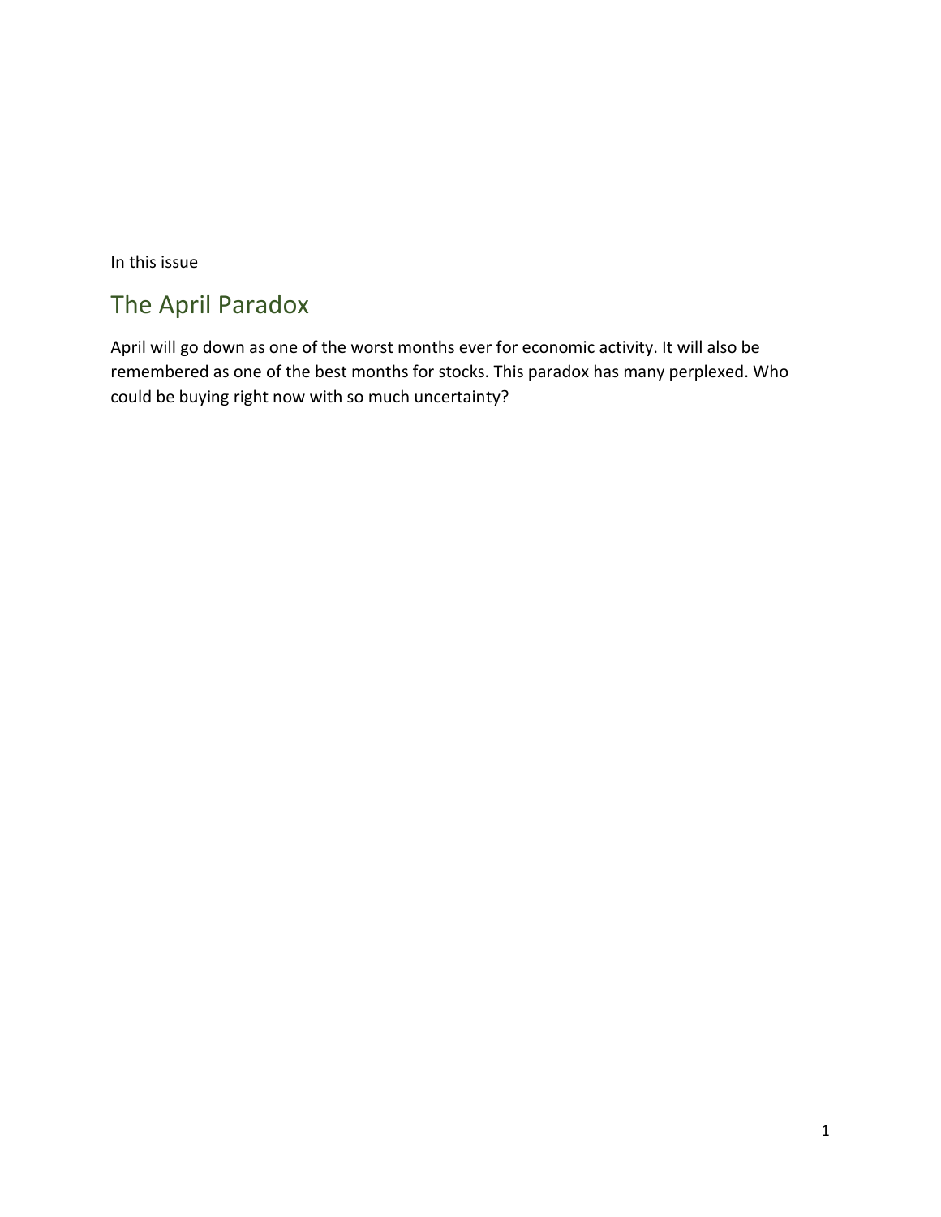In this issue

## The April Paradox

April will go down as one of the worst months ever for economic activity. It will also be remembered as one of the best months for stocks. This paradox has many perplexed. Who could be buying right now with so much uncertainty?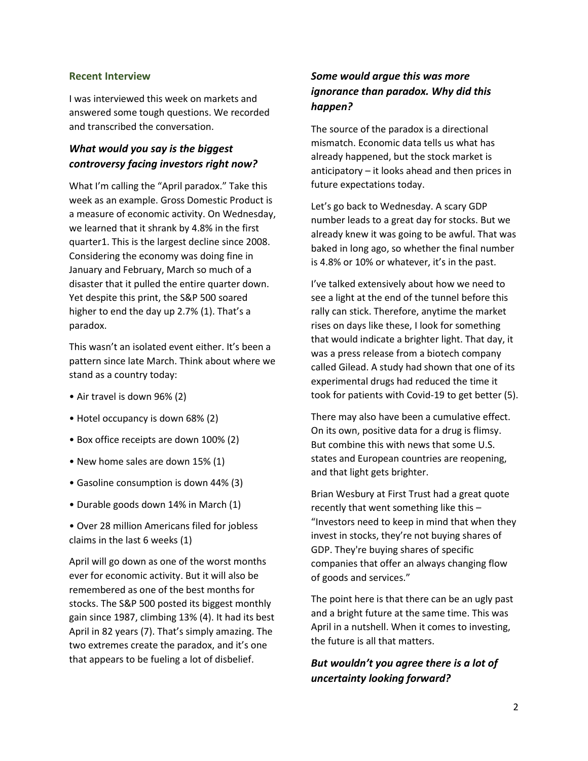## Recent Interview

I was interviewed this week on markets and answered some tough questions. We recorded and transcribed the conversation.

### *What would you say is the biggest controversy facing investors right now?*

What I'm calling the "April paradox." Take this week as an example. Gross Domestic Product is a measure of economic activity. On Wednesday, we learned that it shrank by 4.8% in the first quarter1. This is the largest decline since 2008. Considering the economy was doing fine in January and February, March so much of a disaster that it pulled the entire quarter down. Yet despite this print, the S&P 500 soared higher to end the day up 2.7% (1). That's a paradox.

This wasn't an isolated event either. It's been a pattern since late March. Think about where we stand as a country today:

- Air travel is down 96% (2)
- Hotel occupancy is down 68% (2)
- Box office receipts are down 100% (2)
- New home sales are down 15% (1)
- Gasoline consumption is down 44% (3)
- Durable goods down 14% in March (1)
- Over 28 million Americans filed for jobless claims in the last 6 weeks (1)

April will go down as one of the worst months ever for economic activity. But it will also be remembered as one of the best months for stocks. The S&P 500 posted its biggest monthly gain since 1987, climbing 13% (4). It had its best April in 82 years (7). That's simply amazing. The two extremes create the paradox, and it's one that appears to be fueling a lot of disbelief.

### *Some would argue this was more ignorance than paradox. Why did this happen?*

The source of the paradox is a directional mismatch. Economic data tells us what has already happened, but the stock market is anticipatory – it looks ahead and then prices in future expectations today.

Let's go back to Wednesday. A scary GDP number leads to a great day for stocks. But we already knew it was going to be awful. That was baked in long ago, so whether the final number is 4.8% or 10% or whatever, it's in the past.

I've talked extensively about how we need to see a light at the end of the tunnel before this rally can stick. Therefore, anytime the market rises on days like these, I look for something that would indicate a brighter light. That day, it was a press release from a biotech company called Gilead. A study had shown that one of its experimental drugs had reduced the time it took for patients with Covid-19 to get better (5).

There may also have been a cumulative effect. On its own, positive data for a drug is flimsy. But combine this with news that some U.S. states and European countries are reopening, and that light gets brighter.

Brian Wesbury at First Trust had a great quote recently that went something like this – "Investors need to keep in mind that when they invest in stocks, they're not buying shares of GDP. They're buying shares of specific companies that offer an always changing flow of goods and services."

The point here is that there can be an ugly past and a bright future at the same time. This was April in a nutshell. When it comes to investing, the future is all that matters.

### *But wouldn't you agree there is a lot of uncertainty looking forward?*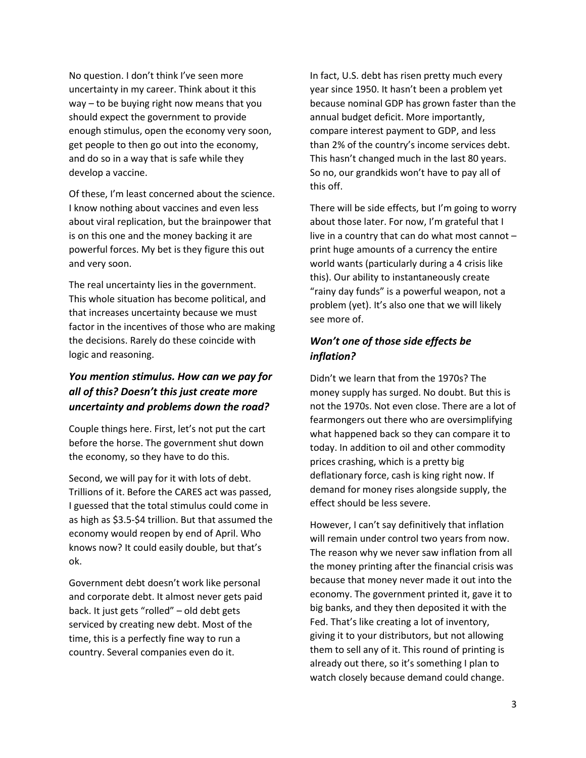No question. I don't think I've seen more uncertainty in my career. Think about it this way – to be buying right now means that you should expect the government to provide enough stimulus, open the economy very soon, get people to then go out into the economy, and do so in a way that is safe while they develop a vaccine.

Of these, I'm least concerned about the science. I know nothing about vaccines and even less about viral replication, but the brainpower that is on this one and the money backing it are powerful forces. My bet is they figure this out and very soon.

The real uncertainty lies in the government. This whole situation has become political, and that increases uncertainty because we must factor in the incentives of those who are making the decisions. Rarely do these coincide with logic and reasoning.

### *You mention stimulus. How can we pay for all of this? Doesn't this just create more uncertainty and problems down the road?*

Couple things here. First, let's not put the cart before the horse. The government shut down the economy, so they have to do this.

Second, we will pay for it with lots of debt. Trillions of it. Before the CARES act was passed, I guessed that the total stimulus could come in as high as $3.5-$4 trillion. But that assumed the economy would reopen by end of April. Who knows now? It could easily double, but that's ok.

Government debt doesn't work like personal and corporate debt. It almost never gets paid back. It just gets "rolled" – old debt gets serviced by creating new debt. Most of the time, this is a perfectly fine way to run a country. Several companies even do it.

In fact, U.S. debt has risen pretty much every year since 1950. It hasn't been a problem yet because nominal GDP has grown faster than the annual budget deficit. More importantly, compare interest payment to GDP, and less than 2% of the country's income services debt. This hasn't changed much in the last 80 years. So no, our grandkids won't have to pay all of this off.

There will be side effects, but I'm going to worry about those later. For now, I'm grateful that I live in a country that can do what most cannot – print huge amounts of a currency the entire world wants (particularly during a 4 crisis like this). Our ability to instantaneously create "rainy day funds" is a powerful weapon, not a problem (yet). It's also one that we will likely see more of.

### *Won't one of those side effects be inflation?*

Didn't we learn that from the 1970s? The money supply has surged. No doubt. But this is not the 1970s. Not even close. There are a lot of fearmongers out there who are oversimplifying what happened back so they can compare it to today. In addition to oil and other commodity prices crashing, which is a pretty big deflationary force, cash is king right now. If demand for money rises alongside supply, the effect should be less severe.

However, I can't say definitively that inflation will remain under control two years from now. The reason why we never saw inflation from all the money printing after the financial crisis was because that money never made it out into the economy. The government printed it, gave it to big banks, and they then deposited it with the Fed. That's like creating a lot of inventory, giving it to your distributors, but not allowing them to sell any of it. This round of printing is already out there, so it's something I plan to watch closely because demand could change.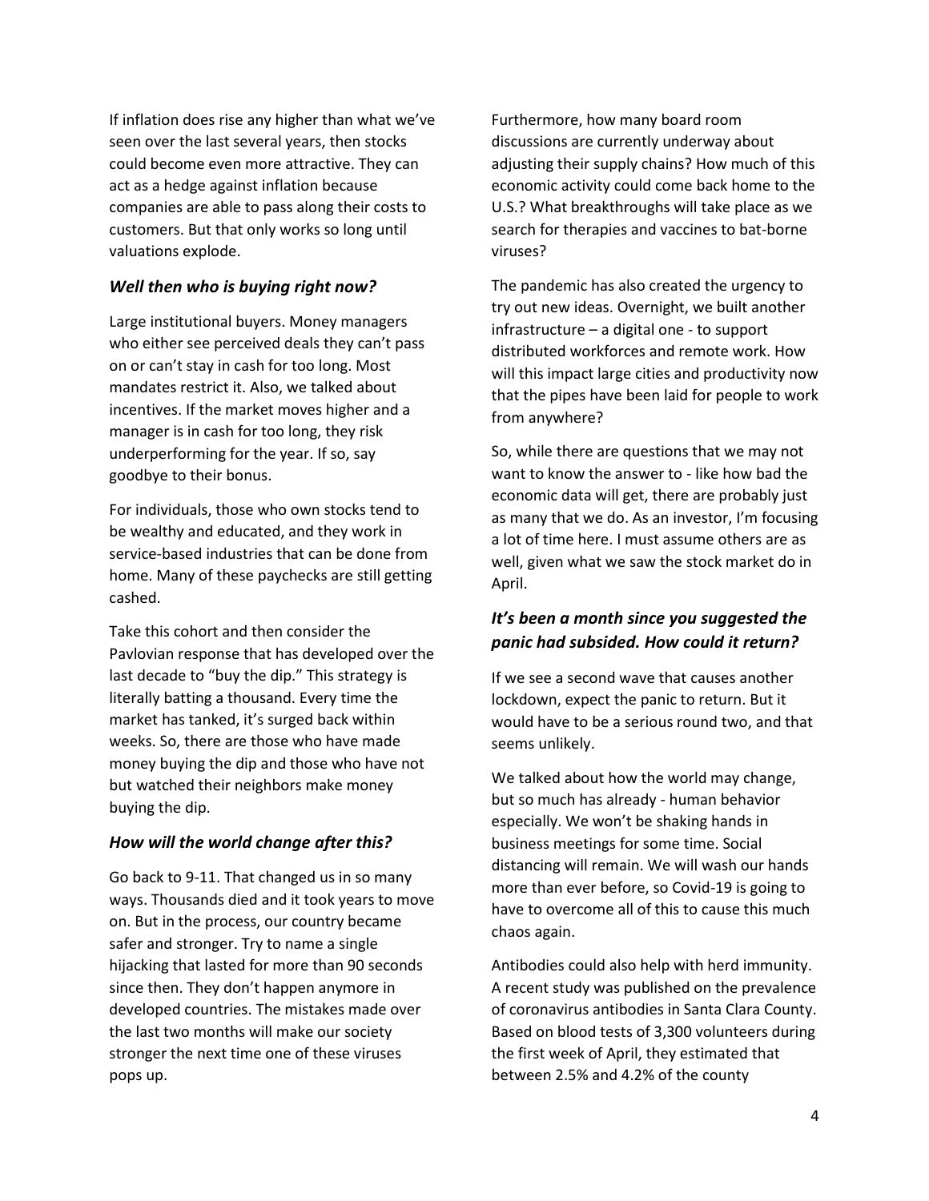If inflation does rise any higher than what we've seen over the last several years, then stocks could become even more attractive. They can act as a hedge against inflation because companies are able to pass along their costs to customers. But that only works so long until valuations explode.

### *Well then who is buying right now?*

Large institutional buyers. Money managers who either see perceived deals they can't pass on or can't stay in cash for too long. Most mandates restrict it. Also, we talked about incentives. If the market moves higher and a manager is in cash for too long, they risk underperforming for the year. If so, say goodbye to their bonus.

For individuals, those who own stocks tend to be wealthy and educated, and they work in service-based industries that can be done from home. Many of these paychecks are still getting cashed.

Take this cohort and then consider the Pavlovian response that has developed over the last decade to "buy the dip." This strategy is literally batting a thousand. Every time the market has tanked, it's surged back within weeks. So, there are those who have made money buying the dip and those who have not but watched their neighbors make money buying the dip.

### *How will the world change after this?*

Go back to 9-11. That changed us in so many ways. Thousands died and it took years to move on. But in the process, our country became safer and stronger. Try to name a single hijacking that lasted for more than 90 seconds since then. They don't happen anymore in developed countries. The mistakes made over the last two months will make our society stronger the next time one of these viruses pops up.

Furthermore, how many board room discussions are currently underway about adjusting their supply chains? How much of this economic activity could come back home to the U.S.? What breakthroughs will take place as we search for therapies and vaccines to bat-borne viruses?

The pandemic has also created the urgency to try out new ideas. Overnight, we built another infrastructure – a digital one - to support distributed workforces and remote work. How will this impact large cities and productivity now that the pipes have been laid for people to work from anywhere?

So, while there are questions that we may not want to know the answer to - like how bad the economic data will get, there are probably just as many that we do. As an investor, I'm focusing a lot of time here. I must assume others are as well, given what we saw the stock market do in April.

### *It's been a month since you suggested the panic had subsided. How could it return?*

If we see a second wave that causes another lockdown, expect the panic to return. But it would have to be a serious round two, and that seems unlikely.

We talked about how the world may change, but so much has already - human behavior especially. We won't be shaking hands in business meetings for some time. Social distancing will remain. We will wash our hands more than ever before, so Covid-19 is going to have to overcome all of this to cause this much chaos again.

Antibodies could also help with herd immunity. A recent study was published on the prevalence of coronavirus antibodies in Santa Clara County. Based on blood tests of 3,300 volunteers during the first week of April, they estimated that between 2.5% and 4.2% of the county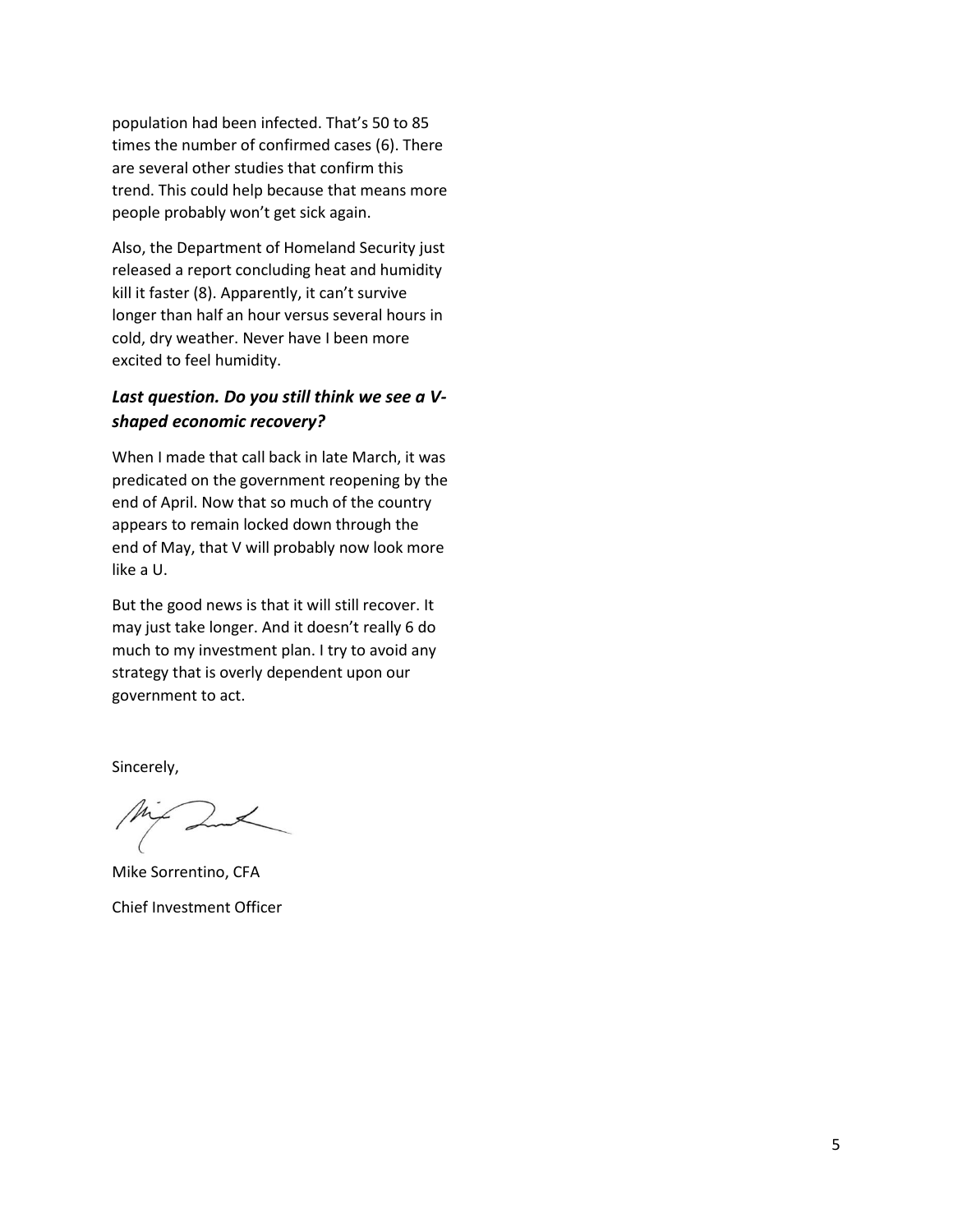population had been infected. That's 50 to 85 times the number of confirmed cases (6). There are several other studies that confirm this trend. This could help because that means more people probably won't get sick again.

Also, the Department of Homeland Security just released a report concluding heat and humidity kill it faster (8). Apparently, it can't survive longer than half an hour versus several hours in cold, dry weather. Never have I been more excited to feel humidity.

### *Last question. Do you still think we see a V-shaped economic recovery?*

When I made that call back in late March, it was predicated on the government reopening by the end of April. Now that so much of the country appears to remain locked down through the end of May, that V will probably now look more like a U.

But the good news is that it will still recover. It may just take longer. And it doesn't really 6 do much to my investment plan. I try to avoid any strategy that is overly dependent upon our government to act.

Sincerely,

Mike Sorrentino, CFA

Chief Investment Officer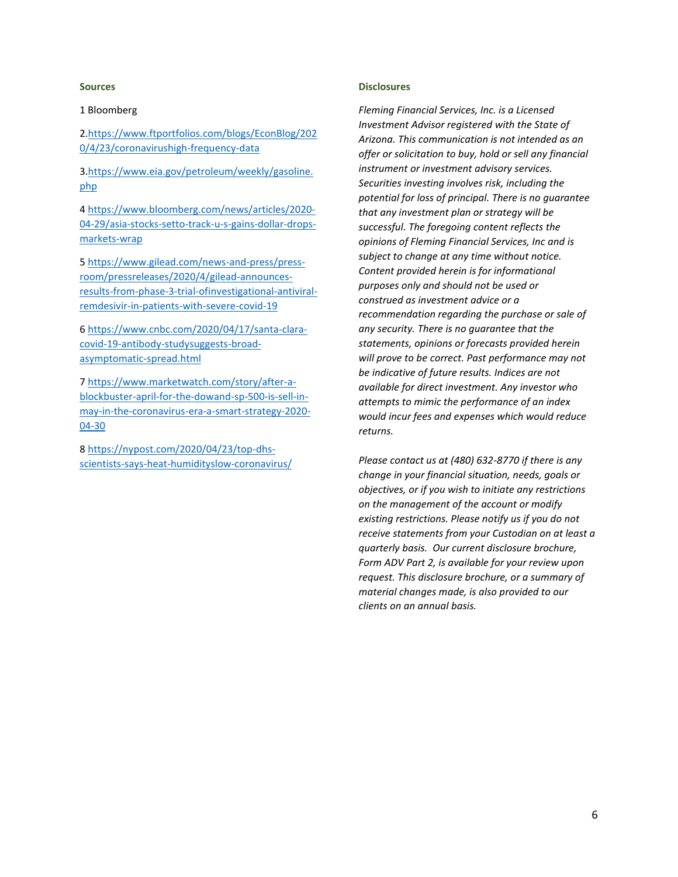### Sources

1 Bloomberg

2.https://www.ftportfolios.com/blogs/EconBlog/2020/4/23/coronavirushigh-frequency-data

3.https://www.eia.gov/petroleum/weekly/gasoline.php

4 https://www.bloomberg.com/news/articles/2020-04-29/asia-stocks-setto-track-u-s-gains-dollar-drops-markets-wrap

5 https://www.gilead.com/news-and-press/press-room/pressreleases/2020/4/gilead-announces-results-from-phase-3-trial-ofinvestigational-antiviral-remdesivir-in-patients-with-severe-covid-19

6 https://www.cnbc.com/2020/04/17/santa-clara-covid-19-antibody-studysuggests-broad-asymptomatic-spread.html

7 https://www.marketwatch.com/story/after-a-blockbuster-april-for-the-dowand-sp-500-is-sell-in-may-in-the-coronavirus-era-a-smart-strategy-2020-04-30

8 https://nypost.com/2020/04/23/top-dhs-scientists-says-heat-humidityslow-coronavirus/

### Disclosures

*Fleming Financial Services, Inc. is a Licensed Investment Advisor registered with the State of Arizona. This communication is not intended as an offer or solicitation to buy, hold or sell any financial instrument or investment advisory services. Securities investing involves risk, including the potential for loss of principal. There is no guarantee that any investment plan or strategy will be successful. The foregoing content reflects the opinions of Fleming Financial Services, Inc and is subject to change at any time without notice. Content provided herein is for informational purposes only and should not be used or construed as investment advice or a recommendation regarding the purchase or sale of any security. There is no guarantee that the statements, opinions or forecasts provided herein will prove to be correct. Past performance may not be indicative of future results. Indices are not available for direct investment. Any investor who attempts to mimic the performance of an index would incur fees and expenses which would reduce returns.*

*Please contact us at (480) 632-8770 if there is any change in your financial situation, needs, goals or objectives, or if you wish to initiate any restrictions on the management of the account or modify existing restrictions. Please notify us if you do not receive statements from your Custodian on at least a quarterly basis. Our current disclosure brochure, Form ADV Part 2, is available for your review upon request. This disclosure brochure, or a summary of material changes made, is also provided to our clients on an annual basis.*